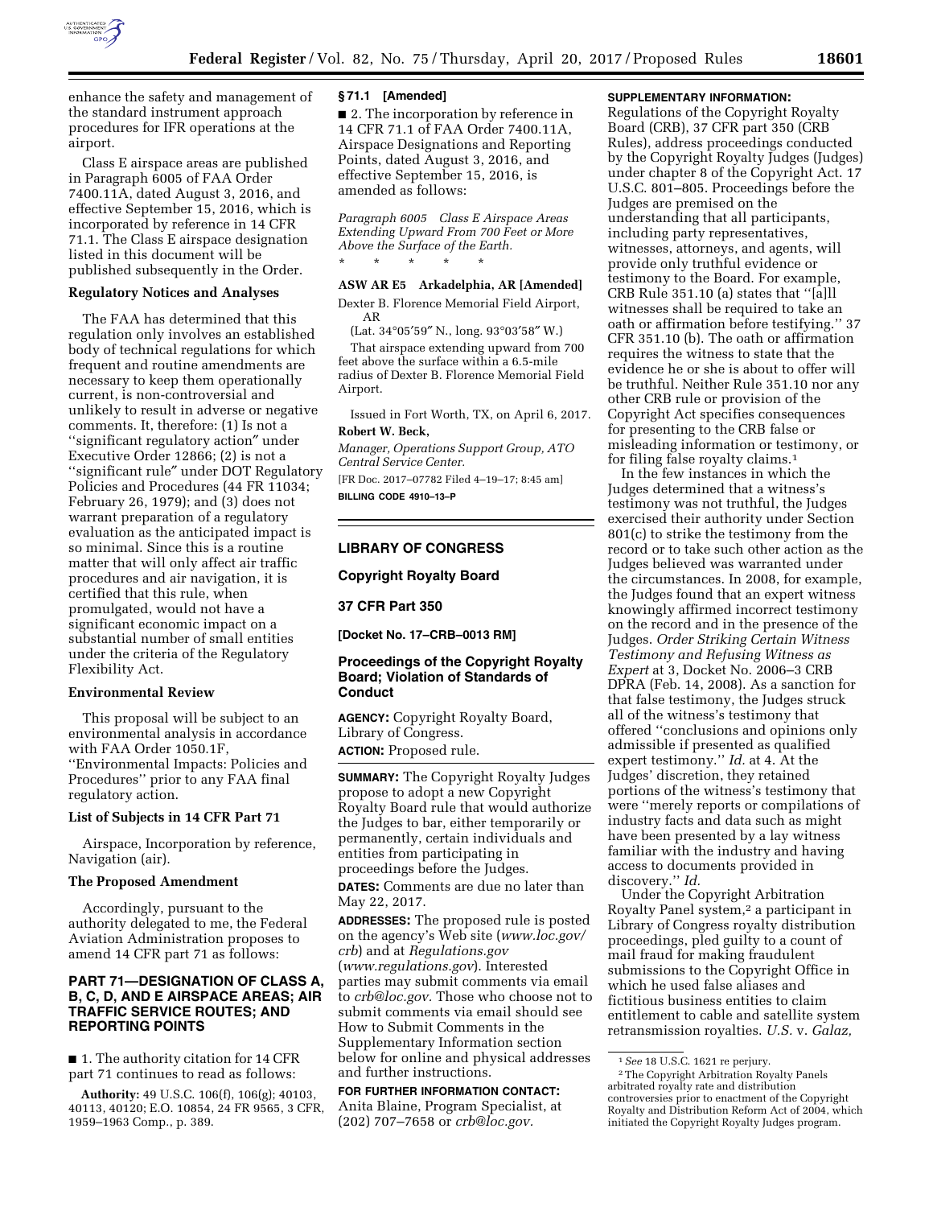enhance the safety and management of the standard instrument approach procedures for IFR operations at the airport.

Class E airspace areas are published in Paragraph 6005 of FAA Order 7400.11A, dated August 3, 2016, and effective September 15, 2016, which is incorporated by reference in 14 CFR 71.1. The Class E airspace designation listed in this document will be published subsequently in the Order.

## Regulatory Notices and Analyses

The FAA has determined that this regulation only involves an established body of technical regulations for which frequent and routine amendments are necessary to keep them operationally current, is non-controversial and unlikely to result in adverse or negative comments. It, therefore: (1) Is not a ''significant regulatory action'' under Executive Order 12866; (2) is not a ''significant rule'' under DOT Regulatory Policies and Procedures (44 FR 11034; February 26, 1979); and (3) does not warrant preparation of a regulatory evaluation as the anticipated impact is so minimal. Since this is a routine matter that will only affect air traffic procedures and air navigation, it is certified that this rule, when promulgated, would not have a significant economic impact on a substantial number of small entities under the criteria of the Regulatory Flexibility Act.

## Environmental Review

This proposal will be subject to an environmental analysis in accordance with FAA Order 1050.1F, ''Environmental Impacts: Policies and Procedures'' prior to any FAA final regulatory action.

## List of Subjects in 14 CFR Part 71

Airspace, Incorporation by reference, Navigation (air).

## The Proposed Amendment

Accordingly, pursuant to the authority delegated to me, the Federal Aviation Administration proposes to amend 14 CFR part 71 as follows:

## PART 71—DESIGNATION OF CLASS A, B, C, D, AND E AIRSPACE AREAS; AIR TRAFFIC SERVICE ROUTES; AND REPORTING POINTS

■ 1. The authority citation for 14 CFR part 71 continues to read as follows:

**Authority:** 49 U.S.C. 106(f), 106(g); 40103, 40113, 40120; E.O. 10854, 24 FR 9565, 3 CFR, 1959–1963 Comp., p. 389.

### § 71.1 [Amended]

■ 2. The incorporation by reference in 14 CFR 71.1 of FAA Order 7400.11A, Airspace Designations and Reporting Points, dated August 3, 2016, and effective September 15, 2016, is amended as follows:

*Paragraph 6005 Class E Airspace Areas Extending Upward From 700 Feet or More Above the Surface of the Earth.*

\* \* \* \* \*

**ASW AR E5 Arkadelphia, AR [Amended]**

Dexter B. Florence Memorial Field Airport, AR

(Lat. 34°05′59″ N., long. 93°03′58″ W.)

That airspace extending upward from 700 feet above the surface within a 6.5-mile radius of Dexter B. Florence Memorial Field Airport.

Issued in Fort Worth, TX, on April 6, 2017.

**Robert W. Beck,**

*Manager, Operations Support Group, ATO Central Service Center.*

[FR Doc. 2017–07782 Filed 4–19–17; 8:45 am]

**BILLING CODE 4910–13–P**

---

## LIBRARY OF CONGRESS

## Copyright Royalty Board

## 37 CFR Part 350

**[Docket No. 17–CRB–0013 RM]**

## Proceedings of the Copyright Royalty Board; Violation of Standards of Conduct

**AGENCY:** Copyright Royalty Board, Library of Congress.

**ACTION:** Proposed rule.

**SUMMARY:** The Copyright Royalty Judges propose to adopt a new Copyright Royalty Board rule that would authorize the Judges to bar, either temporarily or permanently, certain individuals and entities from participating in proceedings before the Judges.

**DATES:** Comments are due no later than May 22, 2017.

**ADDRESSES:** The proposed rule is posted on the agency's Web site (*www.loc.gov/crb*) and at *Regulations.gov* (*www.regulations.gov*). Interested parties may submit comments via email to *crb@loc.gov.* Those who choose not to submit comments via email should see How to Submit Comments in the Supplementary Information section below for online and physical addresses and further instructions.

**FOR FURTHER INFORMATION CONTACT:** Anita Blaine, Program Specialist, at (202) 707–7658 or *crb@loc.gov.*

**SUPPLEMENTARY INFORMATION:**

Regulations of the Copyright Royalty Board (CRB), 37 CFR part 350 (CRB Rules), address proceedings conducted by the Copyright Royalty Judges (Judges) under chapter 8 of the Copyright Act. 17 U.S.C. 801–805. Proceedings before the Judges are premised on the understanding that all participants, including party representatives, witnesses, attorneys, and agents, will provide only truthful evidence or testimony to the Board. For example, CRB Rule 351.10 (a) states that ''[a]ll witnesses shall be required to take an oath or affirmation before testifying.'' 37 CFR 351.10 (b). The oath or affirmation requires the witness to state that the evidence he or she is about to offer will be truthful. Neither Rule 351.10 nor any other CRB rule or provision of the Copyright Act specifies consequences for presenting to the CRB false or misleading information or testimony, or for filing false royalty claims.[1]

In the few instances in which the Judges determined that a witness's testimony was not truthful, the Judges exercised their authority under Section 801(c) to strike the testimony from the record or to take such other action as the Judges believed was warranted under the circumstances. In 2008, for example, the Judges found that an expert witness knowingly affirmed incorrect testimony on the record and in the presence of the Judges. *Order Striking Certain Witness Testimony and Refusing Witness as Expert* at 3, Docket No. 2006–3 CRB DPRA (Feb. 14, 2008). As a sanction for that false testimony, the Judges struck all of the witness's testimony that offered ''conclusions and opinions only admissible if presented as qualified expert testimony.'' *Id.* at 4. At the Judges' discretion, they retained portions of the witness's testimony that were ''merely reports or compilations of industry facts and data such as might have been presented by a lay witness familiar with the industry and having access to documents provided in discovery.'' *Id.*

Under the Copyright Arbitration Royalty Panel system,[2] a participant in Library of Congress royalty distribution proceedings, pled guilty to a count of mail fraud for making fraudulent submissions to the Copyright Office in which he used false aliases and fictitious business entities to claim entitlement to cable and satellite system retransmission royalties. *U.S.* v. *Galaz,*

[1] *See* 18 U.S.C. 1621 re perjury.

[2] The Copyright Arbitration Royalty Panels arbitrated royalty rate and distribution controversies prior to enactment of the Copyright Royalty and Distribution Reform Act of 2004, which initiated the Copyright Royalty Judges program.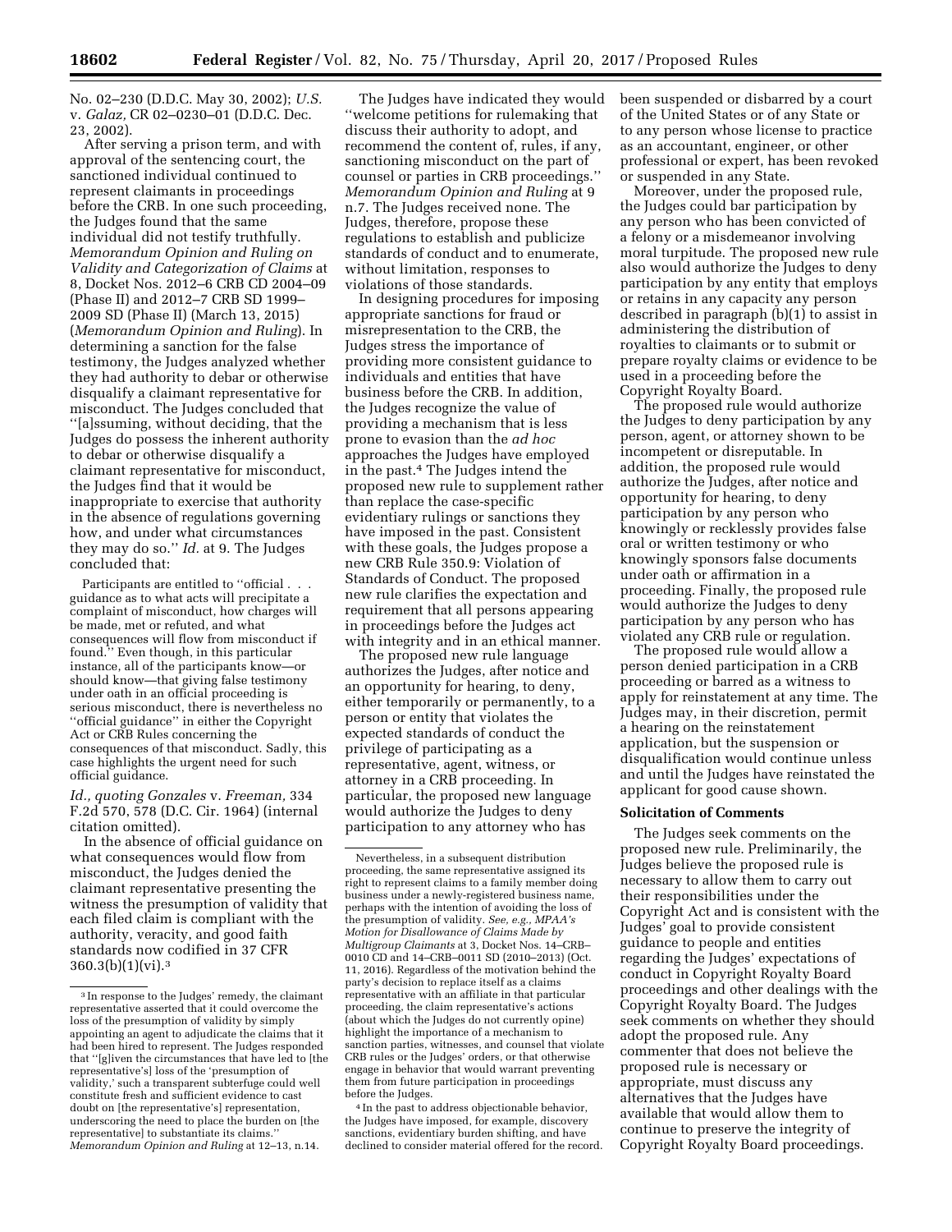No. 02–230 (D.D.C. May 30, 2002); *U.S.* v. *Galaz,* CR 02–0230–01 (D.D.C. Dec. 23, 2002).

After serving a prison term, and with approval of the sentencing court, the sanctioned individual continued to represent claimants in proceedings before the CRB. In one such proceeding, the Judges found that the same individual did not testify truthfully. *Memorandum Opinion and Ruling on Validity and Categorization of Claims* at 8, Docket Nos. 2012–6 CRB CD 2004–09 (Phase II) and 2012–7 CRB SD 1999–2009 SD (Phase II) (March 13, 2015) (*Memorandum Opinion and Ruling*). In determining a sanction for the false testimony, the Judges analyzed whether they had authority to debar or otherwise disqualify a claimant representative for misconduct. The Judges concluded that ''[a]ssuming, without deciding, that the Judges do possess the inherent authority to debar or otherwise disqualify a claimant representative for misconduct, the Judges find that it would be inappropriate to exercise that authority in the absence of regulations governing how, and under what circumstances they may do so.'' *Id.* at 9. The Judges concluded that:

> Participants are entitled to ''official . . . guidance as to what acts will precipitate a complaint of misconduct, how charges will be made, met or refuted, and what consequences will flow from misconduct if found.'' Even though, in this particular instance, all of the participants know—or should know—that giving false testimony under oath in an official proceeding is serious misconduct, there is nevertheless no ''official guidance'' in either the Copyright Act or CRB Rules concerning the consequences of that misconduct. Sadly, this case highlights the urgent need for such official guidance.

*Id., quoting Gonzales* v. *Freeman,* 334 F.2d 570, 578 (D.C. Cir. 1964) (internal citation omitted).

In the absence of official guidance on what consequences would flow from misconduct, the Judges denied the claimant representative presenting the witness the presumption of validity that each filed claim is compliant with the authority, veracity, and good faith standards now codified in 37 CFR 360.3(b)(1)(vi).[3]

The Judges have indicated they would ''welcome petitions for rulemaking that discuss their authority to adopt, and recommend the content of, rules, if any, sanctioning misconduct on the part of counsel or parties in CRB proceedings.'' *Memorandum Opinion and Ruling* at 9 n.7. The Judges received none. The Judges, therefore, propose these regulations to establish and publicize standards of conduct and to enumerate, without limitation, responses to violations of those standards.

In designing procedures for imposing appropriate sanctions for fraud or misrepresentation to the CRB, the Judges stress the importance of providing more consistent guidance to individuals and entities that have business before the CRB. In addition, the Judges recognize the value of providing a mechanism that is less prone to evasion than the *ad hoc* approaches the Judges have employed in the past.[4] The Judges intend the proposed new rule to supplement rather than replace the case-specific evidentiary rulings or sanctions they have imposed in the past. Consistent with these goals, the Judges propose a new CRB Rule 350.9: Violation of Standards of Conduct. The proposed new rule clarifies the expectation and requirement that all persons appearing in proceedings before the Judges act with integrity and in an ethical manner.

The proposed new rule language authorizes the Judges, after notice and an opportunity for hearing, to deny, either temporarily or permanently, to a person or entity that violates the expected standards of conduct the privilege of participating as a representative, agent, witness, or attorney in a CRB proceeding. In particular, the proposed new language would authorize the Judges to deny participation to any attorney who has been suspended or disbarred by a court of the United States or of any State or to any person whose license to practice as an accountant, engineer, or other professional or expert, has been revoked or suspended in any State.

Moreover, under the proposed rule, the Judges could bar participation by any person who has been convicted of a felony or a misdemeanor involving moral turpitude. The proposed new rule also would authorize the Judges to deny participation by any entity that employs or retains in any capacity any person described in paragraph (b)(1) to assist in administering the distribution of royalties to claimants or to submit or prepare royalty claims or evidence to be used in a proceeding before the Copyright Royalty Board.

The proposed rule would authorize the Judges to deny participation by any person, agent, or attorney shown to be incompetent or disreputable. In addition, the proposed rule would authorize the Judges, after notice and opportunity for hearing, to deny participation by any person who knowingly or recklessly provides false oral or written testimony or who knowingly sponsors false documents under oath or affirmation in a proceeding. Finally, the proposed rule would authorize the Judges to deny participation by any person who has violated any CRB rule or regulation.

The proposed rule would also allow a person denied participation in a CRB proceeding or barred as a witness to apply for reinstatement at any time. The Judges may, in their discretion, permit a hearing on the reinstatement application, but the suspension or disqualification would continue unless and until the Judges have reinstated the applicant for good cause shown.

## Solicitation of Comments

The Judges seek comments on the proposed new rule. Preliminarily, the Judges believe the proposed rule is necessary to allow them to carry out their responsibilities under the Copyright Act and is consistent with the Judges' goal to provide consistent guidance to people and entities regarding the Judges' expectations of conduct in Copyright Royalty Board proceedings and other dealings with the Copyright Royalty Board. The Judges seek comments on whether they should adopt the proposed rule. Any commenter that does not believe the proposed rule is necessary or appropriate, must discuss any alternatives that the Judges have available that would allow them to continue to preserve the integrity of Copyright Royalty Board proceedings.

---

[3] In response to the Judges' remedy, the claimant representative asserted that it could overcome the loss of the presumption of validity by simply appointing an agent to adjudicate the claims that it had been hired to represent. The Judges responded that ''[g]iven the circumstances that have led to [the representative's] loss of the 'presumption of validity,' such a transparent subterfuge could well constitute fresh and sufficient evidence to cast doubt on [the representative's] representation, underscoring the need to place the burden on [the representative] to substantiate its claims.'' *Memorandum Opinion and Ruling* at 12–13, n.14.

Nevertheless, in a subsequent distribution proceeding, the same representative assigned its right to represent claims to a family member doing business under a newly-registered business name, perhaps with the intention of avoiding the loss of the presumption of validity. *See, e.g., MPAA's Motion for Disallowance of Claims Made by Multigroup Claimants* at 3, Docket Nos. 14–CRB–0010 CD and 14–CRB–0011 SD (2010–2013) (Oct. 11, 2016). Regardless of the motivation behind the party's decision to replace itself as a claims representative with an affiliate in that particular proceeding, the claim representative's actions (about which the Judges do not currently opine) highlight the importance of a mechanism to sanction parties, witnesses, and counsel that violate CRB rules or the Judges' orders, or that otherwise engage in behavior that would warrant preventing them from future participation in proceedings before the Judges.

[4] In the past to address objectionable behavior, the Judges have imposed, for example, discovery sanctions, evidentiary burden shifting, and have declined to consider material offered for the record.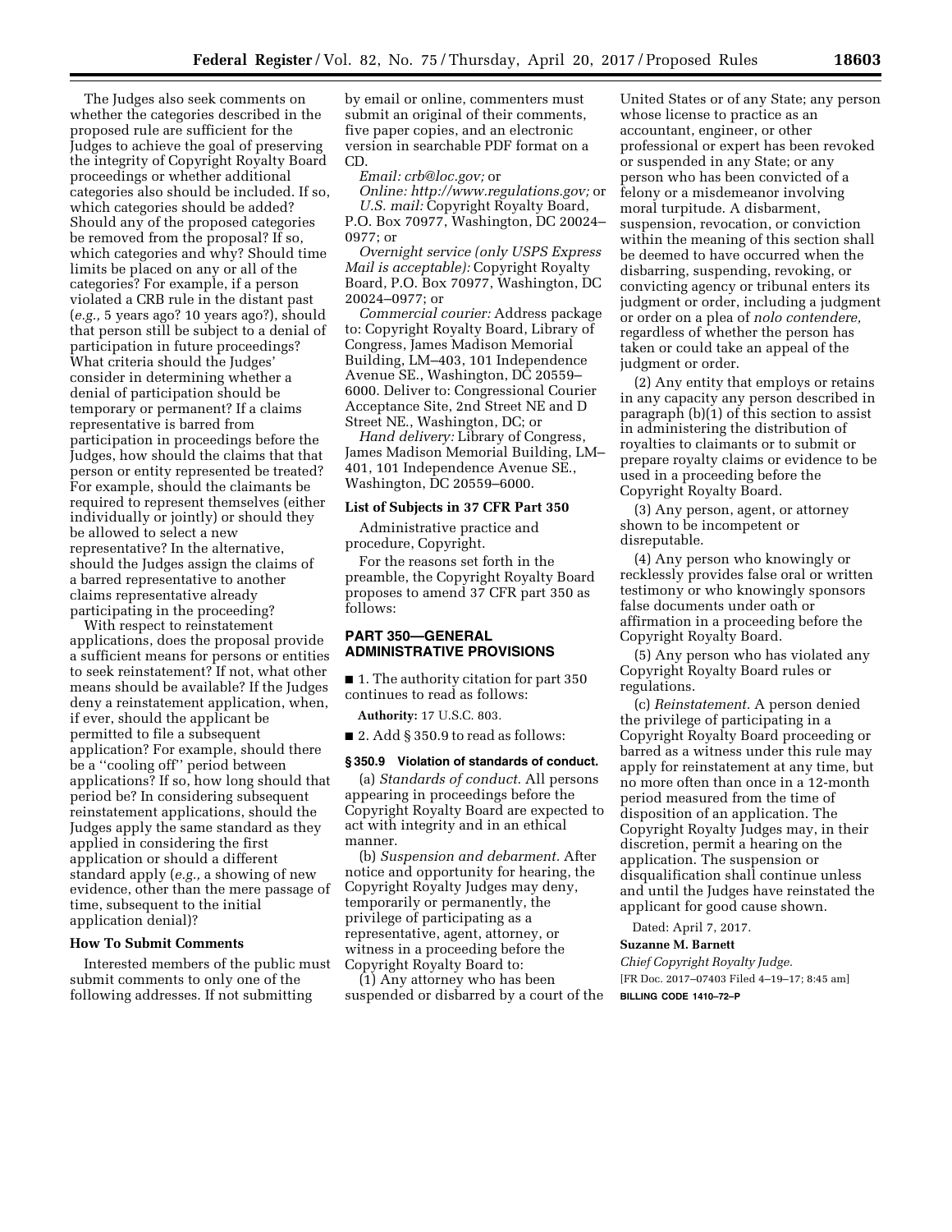The Judges also seek comments on whether the categories described in the proposed rule are sufficient for the Judges to achieve the goal of preserving the integrity of Copyright Royalty Board proceedings or whether additional categories also should be included. If so, which categories should be added? Should any of the proposed categories be removed from the proposal? If so, which categories and why? Should time limits be placed on any or all of the categories? For example, if a person violated a CRB rule in the distant past (*e.g.,* 5 years ago? 10 years ago?), should that person still be subject to a denial of participation in future proceedings? What criteria should the Judges' consider in determining whether a denial of participation should be temporary or permanent? If a claims representative is barred from participation in proceedings before the Judges, how should the claims that that person or entity represented be treated? For example, should the claimants be required to represent themselves (either individually or jointly) or should they be allowed to select a new representative? In the alternative, should the Judges assign the claims of a barred representative to another claims representative already participating in the proceeding?

With respect to reinstatement applications, does the proposal provide a sufficient means for persons or entities to seek reinstatement? If not, what other means should be available? If the Judges deny a reinstatement application, when, if ever, should the applicant be permitted to file a subsequent application? For example, should there be a "cooling off" period between applications? If so, how long should that period be? In considering subsequent reinstatement applications, should the Judges apply the same standard as they applied in considering the first application or should a different standard apply (*e.g.,* a showing of new evidence, other than the mere passage of time, subsequent to the initial application denial)?

**How To Submit Comments**

Interested members of the public must submit comments to only one of the following addresses. If not submitting by email or online, commenters must submit an original of their comments, five paper copies, and an electronic version in searchable PDF format on a CD.

*Email: crb@loc.gov;* or

*Online: http://www.regulations.gov;* or

*U.S. mail:* Copyright Royalty Board, P.O. Box 70977, Washington, DC 20024–0977; or

*Overnight service (only USPS Express Mail is acceptable):* Copyright Royalty Board, P.O. Box 70977, Washington, DC 20024–0977; or

*Commercial courier:* Address package to: Copyright Royalty Board, Library of Congress, James Madison Memorial Building, LM–403, 101 Independence Avenue SE., Washington, DC 20559–6000. Deliver to: Congressional Courier Acceptance Site, 2nd Street NE and D Street NE., Washington, DC; or

*Hand delivery:* Library of Congress, James Madison Memorial Building, LM–401, 101 Independence Avenue SE., Washington, DC 20559–6000.

**List of Subjects in 37 CFR Part 350**

Administrative practice and procedure, Copyright.

For the reasons set forth in the preamble, the Copyright Royalty Board proposes to amend 37 CFR part 350 as follows:

## PART 350—GENERAL ADMINISTRATIVE PROVISIONS

■ 1. The authority citation for part 350 continues to read as follows:

**Authority:** 17 U.S.C. 803.

■ 2. Add § 350.9 to read as follows:

**§ 350.9 Violation of standards of conduct.**

(a) *Standards of conduct.* All persons appearing in proceedings before the Copyright Royalty Board are expected to act with integrity and in an ethical manner.

(b) *Suspension and debarment.* After notice and opportunity for hearing, the Copyright Royalty Judges may deny, temporarily or permanently, the privilege of participating as a representative, agent, attorney, or witness in a proceeding before the Copyright Royalty Board to:

(1) Any attorney who has been suspended or disbarred by a court of the United States or of any State; any person whose license to practice as an accountant, engineer, or other professional or expert has been revoked or suspended in any State; or any person who has been convicted of a felony or a misdemeanor involving moral turpitude. A disbarment, suspension, revocation, or conviction within the meaning of this section shall be deemed to have occurred when the disbarring, suspending, revoking, or convicting agency or tribunal enters its judgment or order, including a judgment or order on a plea of *nolo contendere,* regardless of whether the person has taken or could take an appeal of the judgment or order.

(2) Any entity that employs or retains in any capacity any person described in paragraph (b)(1) of this section to assist in administering the distribution of royalties to claimants or to submit or prepare royalty claims or evidence to be used in a proceeding before the Copyright Royalty Board.

(3) Any person, agent, or attorney shown to be incompetent or disreputable.

(4) Any person who knowingly or recklessly provides false oral or written testimony or who knowingly sponsors false documents under oath or affirmation in a proceeding before the Copyright Royalty Board.

(5) Any person who has violated any Copyright Royalty Board rules or regulations.

(c) *Reinstatement.* A person denied the privilege of participating in a Copyright Royalty Board proceeding or barred as a witness under this rule may apply for reinstatement at any time, but no more often than once in a 12-month period measured from the time of disposition of an application. The Copyright Royalty Judges may, in their discretion, permit a hearing on the application. The suspension or disqualification shall continue unless and until the Judges have reinstated the applicant for good cause shown.

Dated: April 7, 2017.

**Suzanne M. Barnett**

*Chief Copyright Royalty Judge.*

[FR Doc. 2017–07403 Filed 4–19–17; 8:45 am]

**BILLING CODE 1410–72–P**